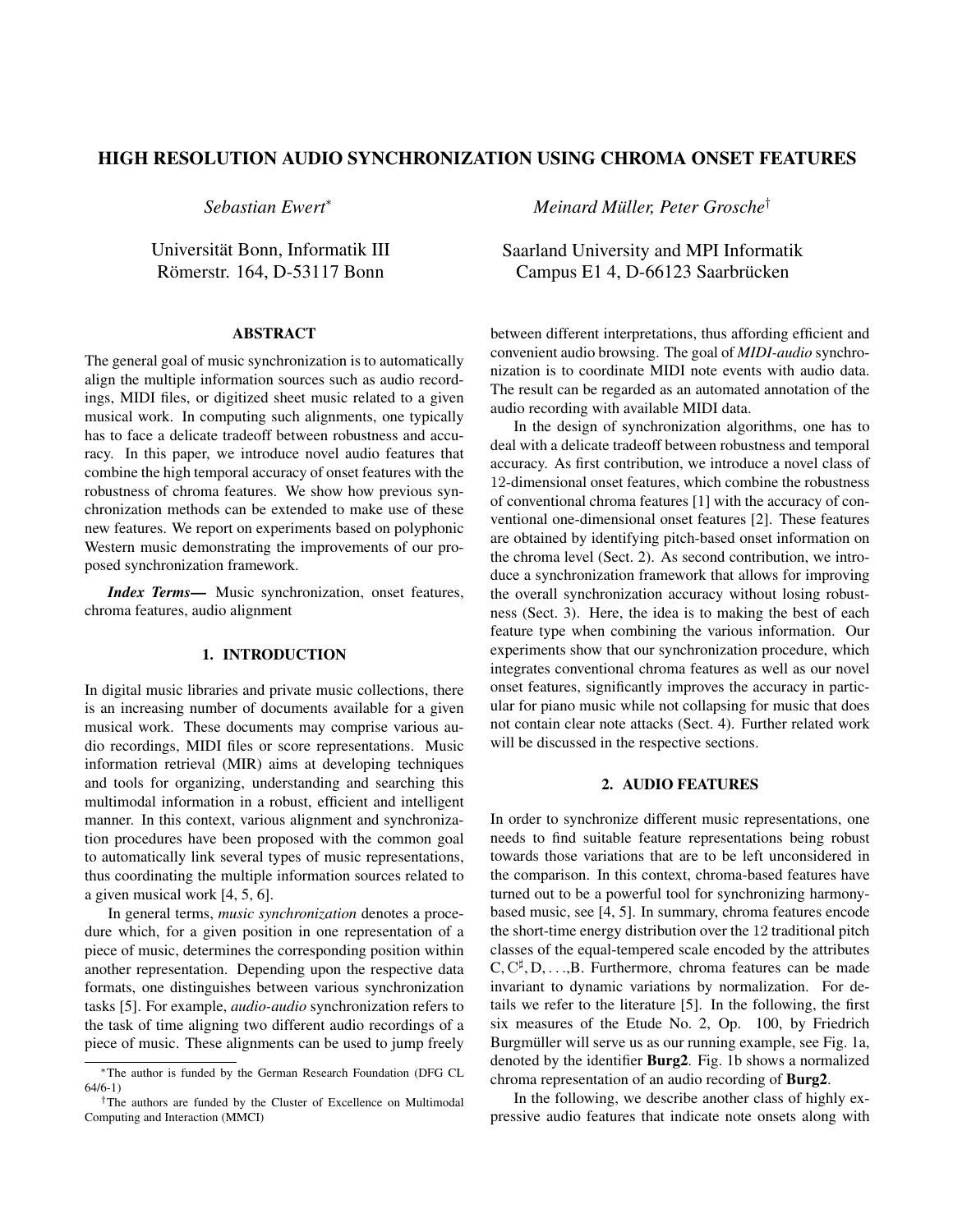# HIGH RESOLUTION AUDIO SYNCHRONIZATION USING CHROMA ONSET FEATURES

*Sebastian Ewert*[*]

Universität Bonn, Informatik III
Römerstr. 164, D-53117 Bonn

*Meinard Müller, Peter Grosche*[†]

Saarland University and MPI Informatik
Campus E1 4, D-66123 Saarbrücken

## ABSTRACT

The general goal of music synchronization is to automatically align the multiple information sources such as audio recordings, MIDI files, or digitized sheet music related to a given musical work. In computing such alignments, one typically has to face a delicate tradeoff between robustness and accuracy. In this paper, we introduce novel audio features that combine the high temporal accuracy of onset features with the robustness of chroma features. We show how previous synchronization methods can be extended to make use of these new features. We report on experiments based on polyphonic Western music demonstrating the improvements of our proposed synchronization framework.

***Index Terms***— Music synchronization, onset features, chroma features, audio alignment

## 1. INTRODUCTION

In digital music libraries and private music collections, there is an increasing number of documents available for a given musical work. These documents may comprise various audio recordings, MIDI files or score representations. Music information retrieval (MIR) aims at developing techniques and tools for organizing, understanding and searching this multimodal information in a robust, efficient and intelligent manner. In this context, various alignment and synchronization procedures have been proposed with the common goal to automatically link several types of music representations, thus coordinating the multiple information sources related to a given musical work [4, 5, 6].

In general terms, *music synchronization* denotes a procedure which, for a given position in one representation of a piece of music, determines the corresponding position within another representation. Depending upon the respective data formats, one distinguishes between various synchronization tasks [5]. For example, *audio-audio* synchronization refers to the task of time aligning two different audio recordings of a piece of music. These alignments can be used to jump freely between different interpretations, thus affording efficient and convenient audio browsing. The goal of *MIDI-audio* synchronization is to coordinate MIDI note events with audio data. The result can be regarded as an automated annotation of the audio recording with available MIDI data.

In the design of synchronization algorithms, one has to deal with a delicate tradeoff between robustness and temporal accuracy. As first contribution, we introduce a novel class of 12-dimensional onset features, which combine the robustness of conventional chroma features [1] with the accuracy of conventional one-dimensional onset features [2]. These features are obtained by identifying pitch-based onset information on the chroma level (Sect. 2). As second contribution, we introduce a synchronization framework that allows for improving the overall synchronization accuracy without losing robustness (Sect. 3). Here, the idea is to making the best of each feature type when combining the various information. Our experiments show that our synchronization procedure, which integrates conventional chroma features as well as our novel onset features, significantly improves the accuracy in particular for piano music while not collapsing for music that does not contain clear note attacks (Sect. 4). Further related work will be discussed in the respective sections.

## 2. AUDIO FEATURES

In order to synchronize different music representations, one needs to find suitable feature representations being robust towards those variations that are to be left unconsidered in the comparison. In this context, chroma-based features have turned out to be a powerful tool for synchronizing harmony-based music, see [4, 5]. In summary, chroma features encode the short-time energy distribution over the 12 traditional pitch classes of the equal-tempered scale encoded by the attributes $\mathrm{C}, \mathrm{C}^\sharp, \mathrm{D}, \ldots, \mathrm{B}$. Furthermore, chroma features can be made invariant to dynamic variations by normalization. For details we refer to the literature [5]. In the following, the first six measures of the Etude No. 2, Op. 100, by Friedrich Burgmüller will serve us as our running example, see Fig. 1a, denoted by the identifier **Burg2**. Fig. 1b shows a normalized chroma representation of an audio recording of **Burg2**.

In the following, we describe another class of highly expressive audio features that indicate note onsets along with

[*] The author is funded by the German Research Foundation (DFG CL 64/6-1)

[†] The authors are funded by the Cluster of Excellence on Multimodal Computing and Interaction (MMCI)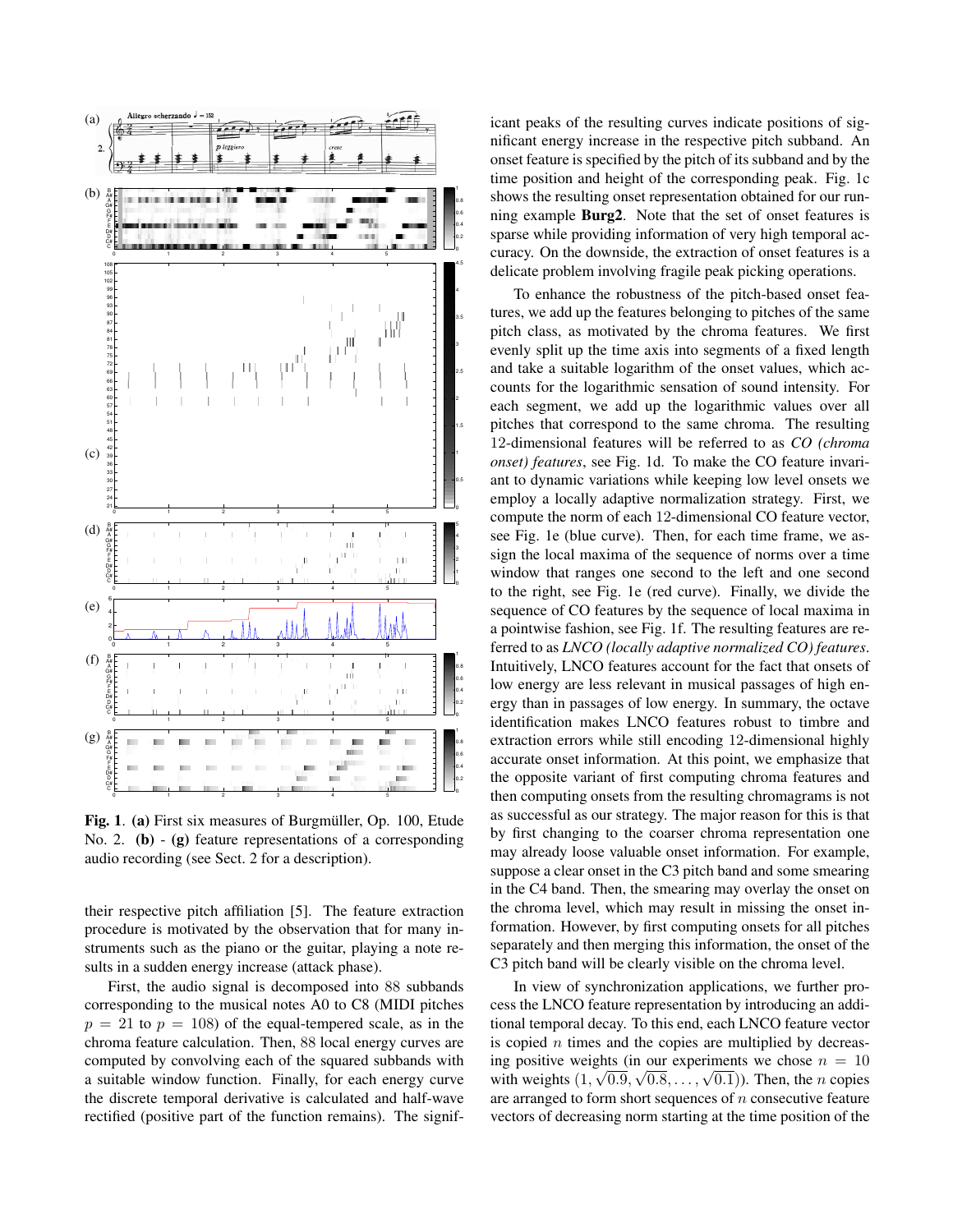**Fig. 1**. **(a)** First six measures of Burgmüller, Op. 100, Etude No. 2. **(b)** - **(g)** feature representations of a corresponding audio recording (see Sect. 2 for a description).

their respective pitch affiliation [5]. The feature extraction procedure is motivated by the observation that for many instruments such as the piano or the guitar, playing a note results in a sudden energy increase (attack phase).

First, the audio signal is decomposed into 88 subbands corresponding to the musical notes A0 to C8 (MIDI pitches $p = 21$ to $p = 108$) of the equal-tempered scale, as in the chroma feature calculation. Then, 88 local energy curves are computed by convolving each of the squared subbands with a suitable window function. Finally, for each energy curve the discrete temporal derivative is calculated and half-wave rectified (positive part of the function remains). The significant peaks of the resulting curves indicate positions of significant energy increase in the respective pitch subband. An onset feature is specified by the pitch of its subband and by the time position and height of the corresponding peak. Fig. 1c shows the resulting onset representation obtained for our running example **Burg2**. Note that the set of onset features is sparse while providing information of very high temporal accuracy. On the downside, the extraction of onset features is a delicate problem involving fragile peak picking operations.

To enhance the robustness of the pitch-based onset features, we add up the features belonging to pitches of the same pitch class, as motivated by the chroma features. We first evenly split up the time axis into segments of a fixed length and take a suitable logarithm of the onset values, which accounts for the logarithmic sensation of sound intensity. For each segment, we add up the logarithmic values over all pitches that correspond to the same chroma. The resulting 12-dimensional features will be referred to as *CO (chroma onset) features*, see Fig. 1d. To make the CO feature invariant to dynamic variations while keeping low level onsets we employ a locally adaptive normalization strategy. First, we compute the norm of each 12-dimensional CO feature vector, see Fig. 1e (blue curve). Then, for each time frame, we assign the local maxima of the sequence of norms over a time window that ranges one second to the left and one second to the right, see Fig. 1e (red curve). Finally, we divide the sequence of CO features by the sequence of local maxima in a pointwise fashion, see Fig. 1f. The resulting features are referred to as *LNCO (locally adaptive normalized CO) features*. Intuitively, LNCO features account for the fact that onsets of low energy are less relevant in musical passages of high energy than in passages of low energy. In summary, the octave identification makes LNCO features robust to timbre and extraction errors while still encoding 12-dimensional highly accurate onset information. At this point, we emphasize that the opposite variant of first computing chroma features and then computing onsets from the resulting chromagrams is not as successful as our strategy. The major reason for this is that by first changing to the coarser chroma representation one may already loose valuable onset information. For example, suppose a clear onset in the C3 pitch band and some smearing in the C4 band. Then, the smearing may overlay the onset on the chroma level, which may result in missing the onset information. However, by first computing onsets for all pitches separately and then merging this information, the onset of the C3 pitch band will be clearly visible on the chroma level.

In view of synchronization applications, we further process the LNCO feature representation by introducing an additional temporal decay. To this end, each LNCO feature vector is copied $n$ times and the copies are multiplied by decreasing positive weights (in our experiments we chose $n = 10$ with weights $(1, \sqrt{0.9}, \sqrt{0.8}, \ldots, \sqrt{0.1})$). Then, the $n$ copies are arranged to form short sequences of $n$ consecutive feature vectors of decreasing norm starting at the time position of the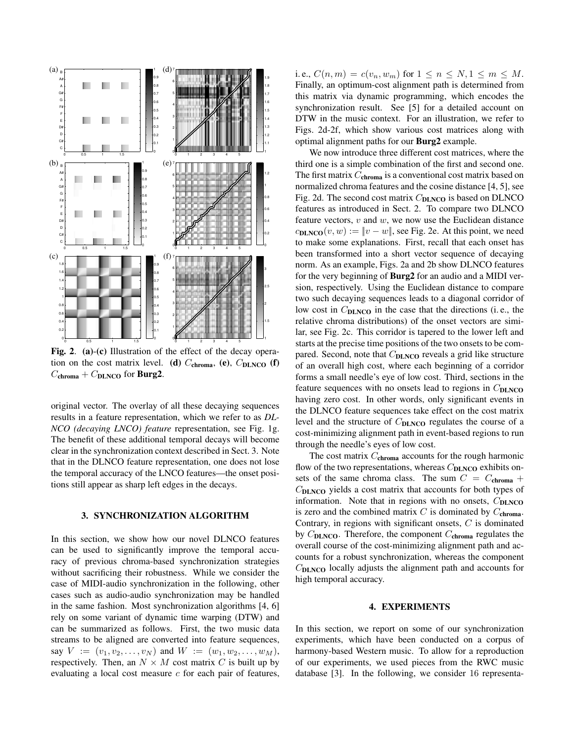**Fig. 2**. **(a)-(c)** Illustration of the effect of the decay operation on the cost matrix level. **(d)** $C_{\textbf{chroma}}$, **(e)**, $C_{\textbf{DLNCO}}$ **(f)** $C_{\textbf{chroma}} + C_{\textbf{DLNCO}}$ for **Burg2**.

original vector. The overlay of all these decaying sequences results in a feature representation, which we refer to as *DLNCO (decaying LNCO) feature* representation, see Fig. 1g. The benefit of these additional temporal decays will become clear in the synchronization context described in Sect. 3. Note that in the DLNCO feature representation, one does not lose the temporal accuracy of the LNCO features—the onset positions still appear as sharp left edges in the decays.

## 3. SYNCHRONIZATION ALGORITHM

In this section, we show how our novel DLNCO features can be used to significantly improve the temporal accuracy of previous chroma-based synchronization strategies without sacrificing their robustness. While we consider the case of MIDI-audio synchronization in the following, other cases such as audio-audio synchronization may be handled in the same fashion. Most synchronization algorithms [4, 6] rely on some variant of dynamic time warping (DTW) and can be summarized as follows. First, the two music data streams to be aligned are converted into feature sequences, say $V := (v_1, v_2, \ldots, v_N)$ and $W := (w_1, w_2, \ldots, w_M)$, respectively. Then, an $N \times M$ cost matrix $C$ is built up by evaluating a local cost measure $c$ for each pair of features, i. e., $C(n, m) = c(v_n, w_m)$ for $1 \leq n \leq N, 1 \leq m \leq M$. Finally, an optimum-cost alignment path is determined from this matrix via dynamic programming, which encodes the synchronization result. See [5] for a detailed account on DTW in the music context. For an illustration, we refer to Figs. 2d-2f, which show various cost matrices along with optimal alignment paths for our **Burg2** example.

We now introduce three different cost matrices, where the third one is a simple combination of the first and second one. The first matrix $C_{\textbf{chroma}}$ is a conventional cost matrix based on normalized chroma features and the cosine distance [4, 5], see Fig. 2d. The second cost matrix $C_{\textbf{DLNCO}}$ is based on DLNCO features as introduced in Sect. 2. To compare two DLNCO feature vectors, $v$ and $w$, we now use the Euclidean distance $c_{\textbf{DLNCO}}(v, w) := \|v - w\|$, see Fig. 2e. At this point, we need to make some explanations. First, recall that each onset has been transformed into a short vector sequence of decaying norm. As an example, Figs. 2a and 2b show DLNCO features for the very beginning of **Burg2** for an audio and a MIDI version, respectively. Using the Euclidean distance to compare two such decaying sequences leads to a diagonal corridor of low cost in $C_{\textbf{DLNCO}}$ in the case that the directions (i. e., the relative chroma distributions) of the onset vectors are similar, see Fig. 2c. This corridor is tapered to the lower left and starts at the precise time positions of the two onsets to be compared. Second, note that $C_{\textbf{DLNCO}}$ reveals a grid like structure of an overall high cost, where each beginning of a corridor forms a small needle's eye of low cost. Third, sections in the feature sequences with no onsets lead to regions in $C_{\textbf{DLNCO}}$ having zero cost. In other words, only significant events in the DLNCO feature sequences take effect on the cost matrix level and the structure of $C_{\textbf{DLNCO}}$ regulates the course of a cost-minimizing alignment path in event-based regions to run through the needle's eyes of low cost.

The cost matrix $C_{\textbf{chroma}}$ accounts for the rough harmonic flow of the two representations, whereas $C_{\textbf{DLNCO}}$ exhibits onsets of the same chroma class. The sum $C = C_{\textbf{chroma}} + C_{\textbf{DLNCO}}$ yields a cost matrix that accounts for both types of information. Note that in regions with no onsets, $C_{\textbf{DLNCO}}$ is zero and the combined matrix $C$ is dominated by $C_{\textbf{chroma}}$. Contrary, in regions with significant onsets, $C$ is dominated by $C_{\textbf{DLNCO}}$. Therefore, the component $C_{\textbf{chroma}}$ regulates the overall course of the cost-minimizing alignment path and accounts for a robust synchronization, whereas the component $C_{\textbf{DLNCO}}$ locally adjusts the alignment path and accounts for high temporal accuracy.

## 4. EXPERIMENTS

In this section, we report on some of our synchronization experiments, which have been conducted on a corpus of harmony-based Western music. To allow for a reproduction of our experiments, we used pieces from the RWC music database [3]. In the following, we consider 16 representa-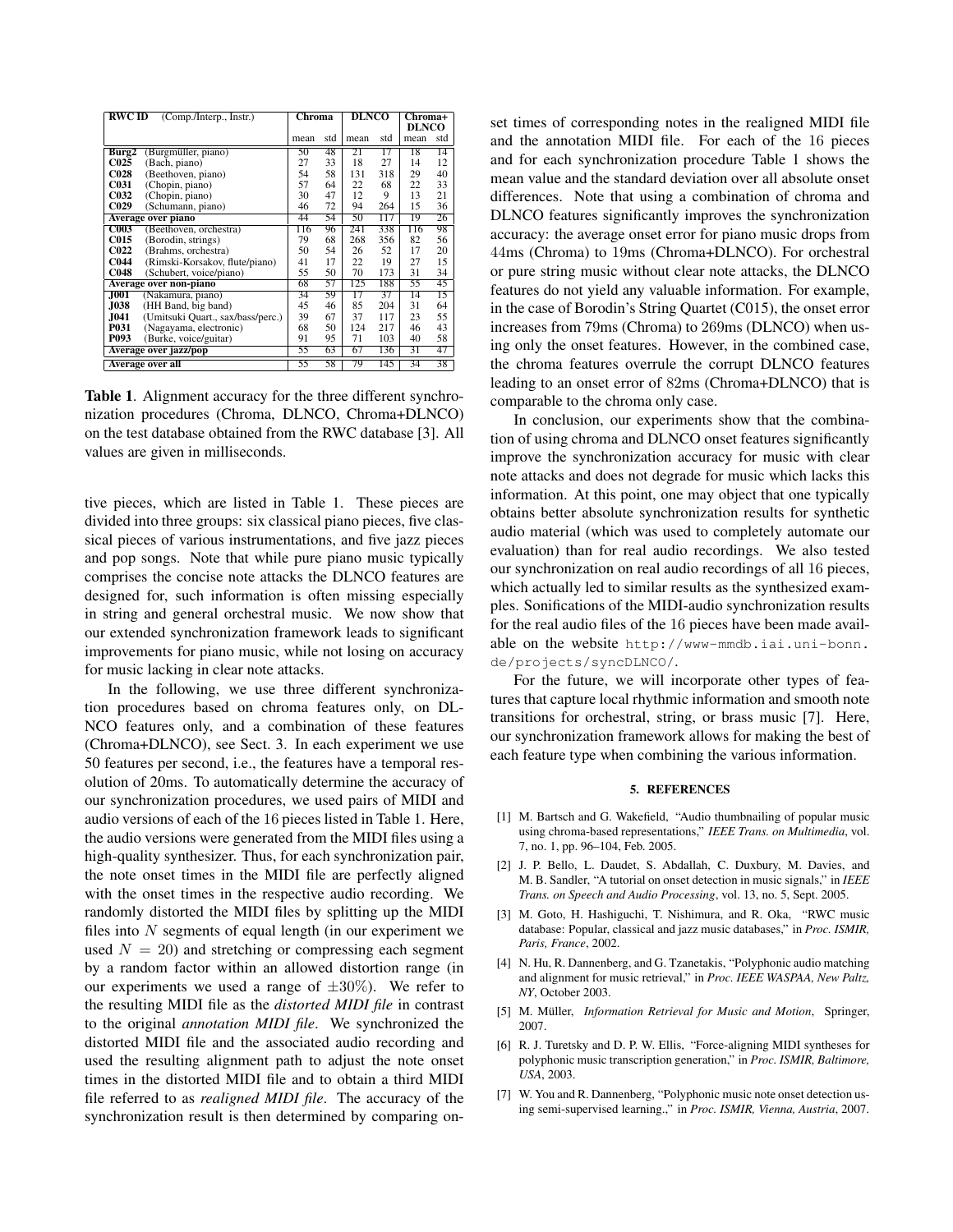| RWC ID | (Comp./Interp., Instr.) | Chroma | | DLNCO | | Chroma+ DLNCO | |
|---|---|---|---|---|---|---|---|
| | | mean | std | mean | std | mean | std |
| **Burg2** | (Burgmüller, piano) | 50 | 48 | 21 | 17 | 18 | 14 |
| **C025** | (Bach, piano) | 27 | 33 | 18 | 27 | 14 | 12 |
| **C028** | (Beethoven, piano) | 54 | 58 | 131 | 318 | 29 | 40 |
| **C031** | (Chopin, piano) | 57 | 64 | 22 | 68 | 22 | 33 |
| **C032** | (Chopin, piano) | 30 | 47 | 12 | 9 | 13 | 21 |
| **C029** | (Schumann, piano) | 46 | 72 | 94 | 264 | 15 | 36 |
| **Average over piano** | | 44 | 54 | 50 | 117 | 19 | 26 |
| **C003** | (Beethoven, orchestra) | 116 | 96 | 241 | 338 | 116 | 98 |
| **C015** | (Borodin, strings) | 79 | 68 | 268 | 356 | 82 | 56 |
| **C022** | (Brahms, orchestra) | 50 | 54 | 26 | 52 | 17 | 20 |
| **C044** | (Rimski-Korsakov, flute/piano) | 41 | 17 | 22 | 19 | 27 | 15 |
| **C048** | (Schubert, voice/piano) | 55 | 50 | 70 | 173 | 31 | 34 |
| **Average over non-piano** | | 68 | 57 | 125 | 188 | 55 | 45 |
| **J001** | (Nakamura, piano) | 34 | 59 | 17 | 37 | 14 | 15 |
| **J038** | (HH Band, big band) | 45 | 46 | 85 | 204 | 31 | 64 |
| **J041** | (Umitsuki Quart., sax/bass/perc.) | 39 | 67 | 37 | 117 | 23 | 55 |
| **P031** | (Nagayama, electronic) | 68 | 50 | 124 | 217 | 46 | 43 |
| **P093** | (Burke, voice/guitar) | 91 | 95 | 71 | 103 | 40 | 58 |
| **Average over jazz/pop** | | 55 | 63 | 67 | 136 | 31 | 47 |
| **Average over all** | | 55 | 58 | 79 | 145 | 34 | 38 |

**Table 1**. Alignment accuracy for the three different synchronization procedures (Chroma, DLNCO, Chroma+DLNCO) on the test database obtained from the RWC database [3]. All values are given in milliseconds.

tive pieces, which are listed in Table 1. These pieces are divided into three groups: six classical piano pieces, five classical pieces of various instrumentations, and five jazz pieces and pop songs. Note that while pure piano music typically comprises the concise note attacks the DLNCO features are designed for, such information is often missing especially in string and general orchestral music. We now show that our extended synchronization framework leads to significant improvements for piano music, while not losing on accuracy for music lacking in clear note attacks.

In the following, we use three different synchronization procedures based on chroma features only, on DLNCO features only, and a combination of these features (Chroma+DLNCO), see Sect. 3. In each experiment we use 50 features per second, i.e., the features have a temporal resolution of 20ms. To automatically determine the accuracy of our synchronization procedures, we used pairs of MIDI and audio versions of each of the 16 pieces listed in Table 1. Here, the audio versions were generated from the MIDI files using a high-quality synthesizer. Thus, for each synchronization pair, the note onset times in the MIDI file are perfectly aligned with the onset times in the respective audio recording. We randomly distorted the MIDI files by splitting up the MIDI files into $N$ segments of equal length (in our experiment we used $N = 20$) and stretching or compressing each segment by a random factor within an allowed distortion range (in our experiments we used a range of $\pm 30\%$). We refer to the resulting MIDI file as the *distorted MIDI file* in contrast to the original *annotation MIDI file*. We synchronized the distorted MIDI file and the associated audio recording and used the resulting alignment path to adjust the note onset times in the distorted MIDI file and to obtain a third MIDI file referred to as *realigned MIDI file*. The accuracy of the synchronization result is then determined by comparing onset times of corresponding notes in the realigned MIDI file and the annotation MIDI file. For each of the 16 pieces and for each synchronization procedure Table 1 shows the mean value and the standard deviation over all absolute onset differences. Note that using a combination of chroma and DLNCO features significantly improves the synchronization accuracy: the average onset error for piano music drops from 44ms (Chroma) to 19ms (Chroma+DLNCO). For orchestral or pure string music without clear note attacks, the DLNCO features do not yield any valuable information. For example, in the case of Borodin's String Quartet (C015), the onset error increases from 79ms (Chroma) to 269ms (DLNCO) when using only the onset features. However, in the combined case, the chroma features overrule the corrupt DLNCO features leading to an onset error of 82ms (Chroma+DLNCO) that is comparable to the chroma only case.

In conclusion, our experiments show that the combination of using chroma and DLNCO onset features significantly improve the synchronization accuracy for music with clear note attacks and does not degrade for music which lacks this information. At this point, one may object that one typically obtains better absolute synchronization results for synthetic audio material (which was used to completely automate our evaluation) than for real audio recordings. We also tested our synchronization on real audio recordings of all 16 pieces, which actually led to similar results as the synthesized examples. Sonifications of the MIDI-audio synchronization results for the real audio files of the 16 pieces have been made available on the website `http://www-mmdb.iai.uni-bonn.de/projects/syncDLNCO/`.

For the future, we will incorporate other types of features that capture local rhythmic information and smooth note transitions for orchestral, string, or brass music [7]. Here, our synchronization framework allows for making the best of each feature type when combining the various information.

## 5. REFERENCES

[1] M. Bartsch and G. Wakefield, "Audio thumbnailing of popular music using chroma-based representations," *IEEE Trans. on Multimedia*, vol. 7, no. 1, pp. 96–104, Feb. 2005.

[2] J. P. Bello, L. Daudet, S. Abdallah, C. Duxbury, M. Davies, and M. B. Sandler, "A tutorial on onset detection in music signals," in *IEEE Trans. on Speech and Audio Processing*, vol. 13, no. 5, Sept. 2005.

[3] M. Goto, H. Hashiguchi, T. Nishimura, and R. Oka, "RWC music database: Popular, classical and jazz music databases," in *Proc. ISMIR, Paris, France*, 2002.

[4] N. Hu, R. Dannenberg, and G. Tzanetakis, "Polyphonic audio matching and alignment for music retrieval," in *Proc. IEEE WASPAA, New Paltz, NY*, October 2003.

[5] M. Müller, *Information Retrieval for Music and Motion*, Springer, 2007.

[6] R. J. Turetsky and D. P. W. Ellis, "Force-aligning MIDI syntheses for polyphonic music transcription generation," in *Proc. ISMIR, Baltimore, USA*, 2003.

[7] W. You and R. Dannenberg, "Polyphonic music note onset detection using semi-supervised learning.," in *Proc. ISMIR, Vienna, Austria*, 2007.